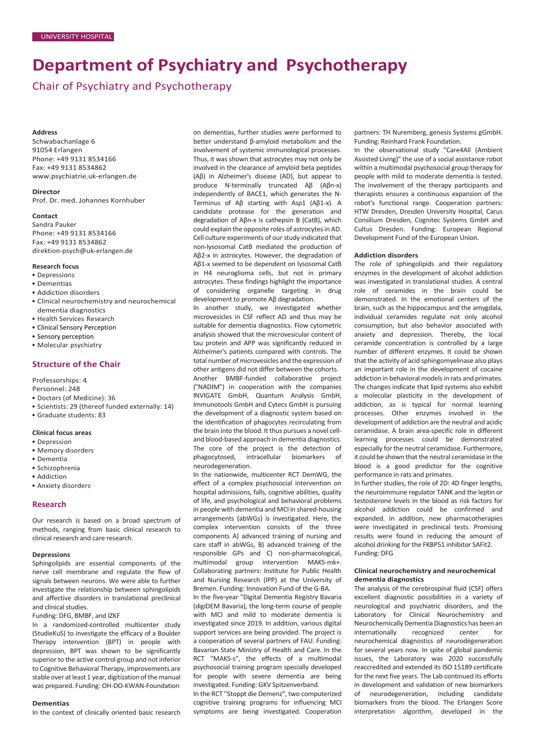UNIVERSITY HOSPITAL

# Department of Psychiatry and Psychotherapy

## Chair of Psychiatry and Psychotherapy

**Address**
Schwabachanlage 6
91054 Erlangen
Phone: +49 9131 8534166
Fax: +49 9131 8534862
www.psychiatrie.uk-erlangen.de

**Director**
Prof. Dr. med. Johannes Kornhuber

**Contact**
Sandra Pauker
Phone: +49 9131 8534166
Fax: +49 9131 8534862
direktion-psych@uk-erlangen.de

**Research focus**

- Depressions
- Dementias
- Addiction disorders
- Clinical neurochemistry and neurochemical dementia diagnostics
- Health Services Research
- Clinical Sensory Perception
- Sensory perception
- Molecular psychiatry

### Structure of the Chair

Professorships: 4
Personnel: 248

- Doctors (of Medicine): 36
- Scientists: 29 (thereof funded externally: 14)
- Graduate students: 83

**Clinical focus areas**

- Depression
- Memory disorders
- Dementia
- Schizophrenia
- Addiction
- Anxiety disorders

### Research

Our research is based on a broad spectrum of methods, ranging from basic clinical research to clinical research and care research.

#### Depressions

Sphingolipids are essential components of the nerve cell membrane and regulate the flow of signals between neurons. We were able to further investigate the relationship between sphingolipids and affective disorders in translational preclinical and clinical studies.
Funding: DFG, BMBF, and IZKF

In a randomized-controlled multicenter study (StudieKuS) to investigate the efficacy of a Boulder Therapy intervention (BPT) in people with depression, BPT was shown to be significantly superior to the active control group and not inferior to Cognitive Behavioral Therapy, improvements are stable over at least 1 year, digitization of the manual was prepared. Funding: OH-DO-KWAN-Foundation

#### Dementias

In the context of clinically oriented basic research on dementias, further studies were performed to better understand β-amyloid metabolism and the involvement of systemic immunological processes. Thus, it was shown that astrocytes may not only be involved in the clearance of amyloid beta peptides (Aβ) in Alzheimer's disease (AD), but appear to produce N-terminally truncated Aβ (Aβn-x) independently of BACE1, which generates the N-Terminus of Aβ starting with Asp1 (Aβ1-x). A candidate protease for the generation and degradation of Aβn-x is cathepsin B (CatB), which could explain the opposite roles of astrocytes in AD. Cell culture experiments of our study indicated that non-lysosomal CatB mediated the production of Aβ2-x in astrocytes. However, the degradation of Aβ1-x seemed to be dependent on lysosomal CatB in H4 neuroglioma cells, but not in primary astrocytes. These findings highlight the importance of considering organelle targeting in drug development to promote Aβ degradation.

In another study, we investigated whether microvesicles in CSF reflect AD and thus may be suitable for dementia diagnostics. Flow cytometric analysis showed that the microvesicular content of tau protein and APP was significantly reduced in Alzheimer's patients compared with controls. The total number of microvesicles and the expression of other antigens did not differ between the cohorts.

Another BMBF-funded collaborative project ("NADIM") in cooperation with the companies INVIGATE GmbH, Quantum Analysis GmbH, Immunotools GmbH and Cytecs GmbH is pursuing the development of a diagnostic system based on the identification of phagocytes recirculating from the brain into the blood. It thus pursues a novel cell- and blood-based approach in dementia diagnostics. The core of the project is the detection of phagocytosed, intracellular biomarkers of neurodegeneration.

In the nationwide, multicenter RCT DemWG, the effect of a complex psychosocial intervention on hospital admissions, falls, cognitive abilities, quality of life, and psychological and behavioral problems in people with dementia and MCI in shared-housing arrangements (abWGs) is investigated. Here, the complex intervention consists of the three components A) advanced training of nursing and care staff in abWGs, B) advanced training of the responsible GPs and C) non-pharmacological, multimodal group intervention MAKS-mk+. Collaborating partners: Institute for Public Health and Nursing Research (IPP) at the University of Bremen. Funding: Innovation Fund of the G-BA.

In the five-year "Digital Dementia Registry Bavaria (digiDEM Bavaria), the long-term course of people with MCI and mild to moderate dementia is investigated since 2019. In addition, various digital support services are being provided. The project is a cooperation of several partners of FAU. Funding: Bavarian State Ministry of Health and Care. In the RCT "MAKS-s", the effects of a multimodal psychosocial training program specially developed for people with severe dementia are being investigated. Funding: GKV Spitzenverband.

In the RCT "Stoppt die Demenz", two computerized cognitive training programs for influencing MCI symptoms are being investigated. Cooperation partners: TH Nuremberg, genesis Systems gGmbH. Funding: Reinhard Frank Foundation.

In the observational study "Care4All (Ambient Assisted Living)" the use of a social assistance robot within a multimodal psychosocial group therapy for people with mild to moderate dementia is tested. The involvement of the therapy participants and therapists ensures a continuous expansion of the robot's functional range. Cooperation partners: HTW Dresden, Dresden University Hospital, Carus Consilium Dresden, Cognitec Systems GmbH and Cultus Dresden. Funding: European Regional Development Fund of the European Union.

#### Addiction disorders

The role of sphingolipids and their regulatory enzymes in the development of alcohol addiction was investigated in translational studies. A central role of ceramides in the brain could be demonstrated. In the emotional centers of the brain, such as the hippocampus and the amygdala, individual ceramides regulate not only alcohol consumption, but also behavior associated with anxiety and depression. Thereby, the local ceramide concentration is controlled by a large number of different enzymes. It could be shown that the activity of acid sphingomyelinase also plays an important role in the development of cocaine addiction in behavioral models in rats and primates. The changes indicate that lipid systems also exhibit a molecular plasticity in the development of addiction, as is typical for normal learning processes. Other enzymes involved in the development of addiction are the neutral and acidic ceramidase. A brain area-specific role in different learning processes could be demonstrated especially for the neutral ceramidase. Furthermore, it could be shown that the neutral ceramidase in the blood is a good predictor for the cognitive performance in rats and primates.

In further studies, the role of 2D: 4D finger lengths, the neuroimmune regulator TANK and the leptin or testosterone levels in the blood as risk factors for alcohol addiction could be confirmed and expanded. In addition, new pharmacotherapies were investigated in preclinical tests. Promising results were found in reducing the amount of alcohol drinking for the FKBP51 inhibitor SAFit2.
Funding: DFG

#### Clinical neurochemistry and neurochemical dementia diagnostics

The analysis of the cerebrospinal fluid (CSF) offers excellent diagnostic possibilities in a variety of neurological and psychiatric disorders, and the Laboratory for Clinical Neurochemistry and Neurochemically Dementia Diagnostics has been an internationally recognized center for neurochemical diagnostics of neurodegeneration for several years now. In spite of global pandemic issues, the Laboratory was 2020 successfully reaccredited and extended its ISO 15189 certificate for the next five years. The Lab continued its efforts in development and validation of new biomarkers of neurodegeneration, including candidate biomarkers from the blood. The Erlangen Score interpretation algorithm, developed in the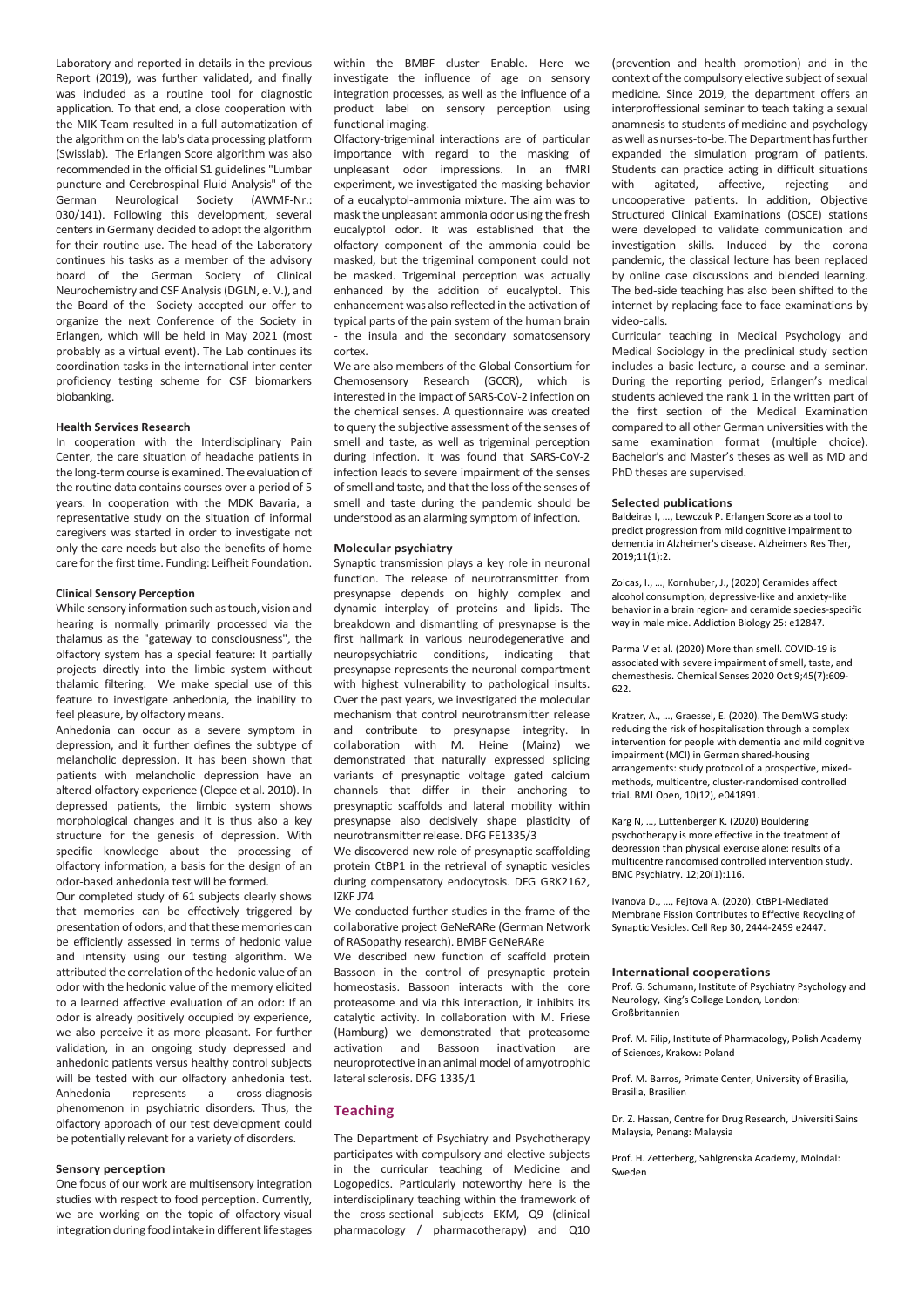Laboratory and reported in details in the previous Report (2019), was further validated, and finally was included as a routine tool for diagnostic application. To that end, a close cooperation with the MIK-Team resulted in a full automatization of the algorithm on the lab's data processing platform (Swisslab). The Erlangen Score algorithm was also recommended in the official S1 guidelines "Lumbar puncture and Cerebrospinal Fluid Analysis" of the German Neurological Society (AWMF-Nr.: 030/141). Following this development, several centers in Germany decided to adopt the algorithm for their routine use. The head of the Laboratory continues his tasks as a member of the advisory board of the German Society of Clinical Neurochemistry and CSF Analysis (DGLN, e. V.), and the Board of the Society accepted our offer to organize the next Conference of the Society in Erlangen, which will be held in May 2021 (most probably as a virtual event). The Lab continues its coordination tasks in the international inter-center proficiency testing scheme for CSF biomarkers biobanking.

#### Health Services Research

In cooperation with the Interdisciplinary Pain Center, the care situation of headache patients in the long-term course is examined. The evaluation of the routine data contains courses over a period of 5 years. In cooperation with the MDK Bavaria, a representative study on the situation of informal caregivers was started in order to investigate not only the care needs but also the benefits of home care for the first time. Funding: Leifheit Foundation.

#### Clinical Sensory Perception

While sensory information such as touch, vision and hearing is normally primarily processed via the thalamus as the "gateway to consciousness", the olfactory system has a special feature: It partially projects directly into the limbic system without thalamic filtering. We make special use of this feature to investigate anhedonia, the inability to feel pleasure, by olfactory means.

Anhedonia can occur as a severe symptom in depression, and it further defines the subtype of melancholic depression. It has been shown that patients with melancholic depression have an altered olfactory experience (Clepce et al. 2010). In depressed patients, the limbic system shows morphological changes and it is thus also a key structure for the genesis of depression. With specific knowledge about the processing of olfactory information, a basis for the design of an odor-based anhedonia test will be formed.

Our completed study of 61 subjects clearly shows that memories can be effectively triggered by presentation of odors, and that these memories can be efficiently assessed in terms of hedonic value and intensity using our testing algorithm. We attributed the correlation of the hedonic value of an odor with the hedonic value of the memory elicited to a learned affective evaluation of an odor: If an odor is already positively occupied by experience, we also perceive it as more pleasant. For further validation, in an ongoing study depressed and anhedonic patients versus healthy control subjects will be tested with our olfactory anhedonia test. Anhedonia represents a cross-diagnosis phenomenon in psychiatric disorders. Thus, the olfactory approach of our test development could be potentially relevant for a variety of disorders.

#### Sensory perception

One focus of our work are multisensory integration studies with respect to food perception. Currently, we are working on the topic of olfactory-visual integration during food intake in different life stages within the BMBF cluster Enable. Here we investigate the influence of age on sensory integration processes, as well as the influence of a product label on sensory perception using functional imaging.

Olfactory-trigeminal interactions are of particular importance with regard to the masking of unpleasant odor impressions. In an fMRI experiment, we investigated the masking behavior of a eucalyptol-ammonia mixture. The aim was to mask the unpleasant ammonia odor using the fresh eucalyptol odor. It was established that the olfactory component of the ammonia could be masked, but the trigeminal component could not be masked. Trigeminal perception was actually enhanced by the addition of eucalyptol. This enhancement was also reflected in the activation of typical parts of the pain system of the human brain - the insula and the secondary somatosensory cortex.

We are also members of the Global Consortium for Chemosensory Research (GCCR), which is interested in the impact of SARS-CoV-2 infection on the chemical senses. A questionnaire was created to query the subjective assessment of the senses of smell and taste, as well as trigeminal perception during infection. It was found that SARS-CoV-2 infection leads to severe impairment of the senses of smell and taste, and that the loss of the senses of smell and taste during the pandemic should be understood as an alarming symptom of infection.

#### Molecular psychiatry

Synaptic transmission plays a key role in neuronal function. The release of neurotransmitter from presynapse depends on highly complex and dynamic interplay of proteins and lipids. The breakdown and dismantling of presynapse is the first hallmark in various neurodegenerative and neuropsychiatric conditions, indicating that presynapse represents the neuronal compartment with highest vulnerability to pathological insults. Over the past years, we investigated the molecular mechanism that control neurotransmitter release and contribute to presynapse integrity. In collaboration with M. Heine (Mainz) we demonstrated that naturally expressed splicing variants of presynaptic voltage gated calcium channels that differ in their anchoring to presynaptic scaffolds and lateral mobility within presynapse also decisively shape plasticity of neurotransmitter release. DFG FE1335/3

We discovered new role of presynaptic scaffolding protein CtBP1 in the retrieval of synaptic vesicles during compensatory endocytosis. DFG GRK2162, IZKF J74

We conducted further studies in the frame of the collaborative project GeNeRARe (German Network of RASopathy research). BMBF GeNeRARe

We described new function of scaffold protein Bassoon in the control of presynaptic protein homeostasis. Bassoon interacts with the core proteasome and via this interaction, it inhibits its catalytic activity. In collaboration with M. Friese (Hamburg) we demonstrated that proteasome activation and Bassoon inactivation are neuroprotective in an animal model of amyotrophic lateral sclerosis. DFG 1335/1

## Teaching

The Department of Psychiatry and Psychotherapy participates with compulsory and elective subjects in the curricular teaching of Medicine and Logopedics. Particularly noteworthy here is the interdisciplinary teaching within the framework of the cross-sectional subjects EKM, Q9 (clinical pharmacology / pharmacotherapy) and Q10 (prevention and health promotion) and in the context of the compulsory elective subject of sexual medicine. Since 2019, the department offers an interproffessional seminar to teach taking a sexual anamnesis to students of medicine and psychology as well as nurses-to-be. The Department has further expanded the simulation program of patients. Students can practice acting in difficult situations with agitated, affective, rejecting and uncooperative patients. In addition, Objective Structured Clinical Examinations (OSCE) stations were developed to validate communication and investigation skills. Induced by the corona pandemic, the classical lecture has been replaced by online case discussions and blended learning. The bed-side teaching has also been shifted to the internet by replacing face to face examinations by video-calls.

Curricular teaching in Medical Psychology and Medical Sociology in the preclinical study section includes a basic lecture, a course and a seminar. During the reporting period, Erlangen's medical students achieved the rank 1 in the written part of the first section of the Medical Examination compared to all other German universities with the same examination format (multiple choice). Bachelor's and Master's theses as well as MD and PhD theses are supervised.

#### Selected publications

Baldeiras I, …, Lewczuk P. Erlangen Score as a tool to predict progression from mild cognitive impairment to dementia in Alzheimer's disease. Alzheimers Res Ther, 2019;11(1):2.

Zoicas, I., …, Kornhuber, J., (2020) Ceramides affect alcohol consumption, depressive-like and anxiety-like behavior in a brain region- and ceramide species-specific way in male mice. Addiction Biology 25: e12847.

Parma V et al. (2020) More than smell. COVID-19 is associated with severe impairment of smell, taste, and chemesthesis. Chemical Senses 2020 Oct 9;45(7):609-622.

Kratzer, A., …, Graessel, E. (2020). The DemWG study: reducing the risk of hospitalisation through a complex intervention for people with dementia and mild cognitive impairment (MCI) in German shared-housing arrangements: study protocol of a prospective, mixed-methods, multicentre, cluster-randomised controlled trial. BMJ Open, 10(12), e041891.

Karg N, …, Luttenberger K. (2020) Bouldering psychotherapy is more effective in the treatment of depression than physical exercise alone: results of a multicentre randomised controlled intervention study. BMC Psychiatry. 12;20(1):116.

Ivanova D., …, Fejtova A. (2020). CtBP1-Mediated Membrane Fission Contributes to Effective Recycling of Synaptic Vesicles. Cell Rep 30, 2444-2459 e2447.

#### International cooperations

Prof. G. Schumann, Institute of Psychiatry Psychology and Neurology, King's College London, London: Großbritannien

Prof. M. Filip, Institute of Pharmacology, Polish Academy of Sciences, Krakow: Poland

Prof. M. Barros, Primate Center, University of Brasilia, Brasilia, Brasilien

Dr. Z. Hassan, Centre for Drug Research, Universiti Sains Malaysia, Penang: Malaysia

Prof. H. Zetterberg, Sahlgrenska Academy, Mölndal: Sweden